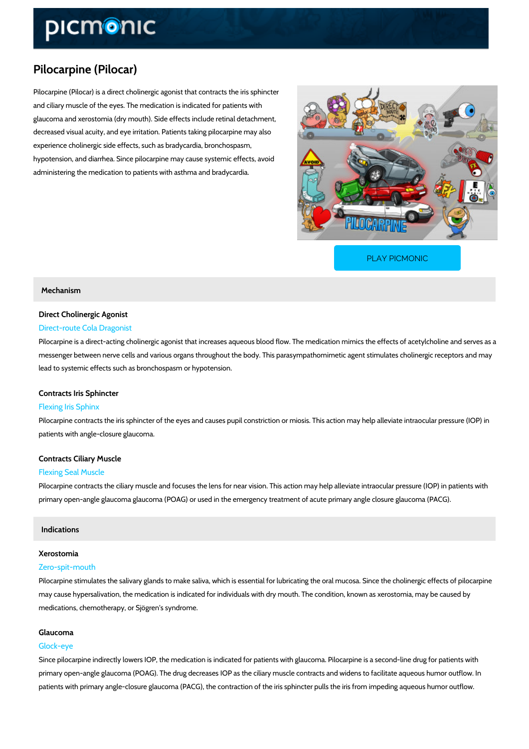# Pilocarpine (Pilocar)

Pilocarpine (Pilocar) is a direct cholinergic agonist that contracts the iris sphincter and ciliary muscle of the eyes. The medication is indicated for patients with glaucoma and xerostomia (dry mouth). Side effects include retinal detachment, decreased visual acuity, and eye irritation. Patients taking pilocarpine may also experience cholinergic side effects, such as bradycardia, bronchospasm, hypotension, and diarrhea. Since pilocarpine may cause systemic effects, avoid administering the medication to patients with asthma and bradycardia.

PLAY PICMONIC

## Mechanism

### Direct Cholinergic Agonist

Direct-route Cola Dragonist

Pilocarpine is a direct-acting cholinergic agonist that increases aqueous blood flow. The medication mimics the effects of acetylcholine and serves as a messenger between nerve cells and various organs throughout the body. This parasympathomimetic agent stimulates cholinergic receptors and may lead to systemic effects such as bronchospasm or hypotension.

### Contracts Iris Sphincter

Flexing Iris Sphinx

Pilocarpine contracts the iris sphincter of the eyes and causes pupil constriction or miosis. This action may help alleviate intraocular pressure (IOP) in patients with angle-closure glaucoma.

### Contracts Ciliary Muscle

Flexing Seal Muscle

Pilocarpine contracts the ciliary muscle and focuses the lens for near vision. This action may help alleviate intraocular pressure (IOP) in patients with primary open-angle glaucoma glaucoma (POAG) or used in the emergency treatment of acute primary angle closure glaucoma (PACG).

## Indications

### Xerostomia

Zero-spit-mouth

Pilocarpine stimulates the salivary glands to make saliva, which is essential for lubricating the oral mucosa. Since the cholinergic effects of pilocarpine may cause hypersalivation, the medication is indicated for individuals with dry mouth. The condition, known as xerostomia, may be caused by medications, chemotherapy, or Sjögren's syndrome.

### Glaucoma

Glock-eye

Since pilocarpine indirectly lowers IOP, the medication is indicated for patients with glaucoma. Pilocarpine is a second-line drug for patients with primary open-angle glaucoma (POAG). The drug decreases IOP as the ciliary muscle contracts and widens to facilitate aqueous humor outflow. In patients with primary angle-closure glaucoma (PACG), the contraction of the iris sphincter pulls the iris from impeding aqueous humor outflow.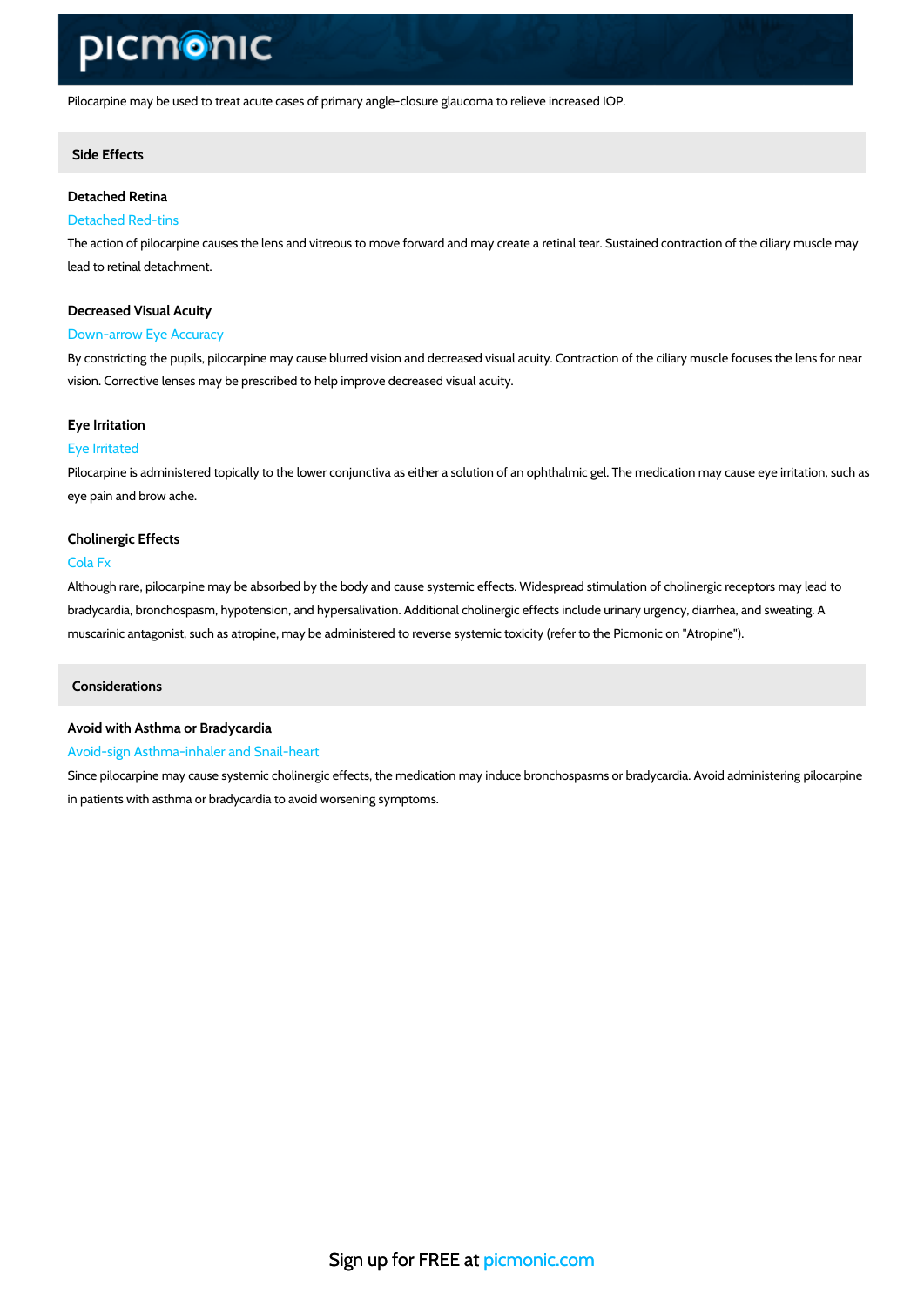Pilocarpine may be used to treat acute cases of primary angle-closure glaucoma to relieve increased IOP.

## Side Effects

### Detached Retina

Detached Red-tins

The action of pilocarpine causes the lens and vitreous to move forward and may create a retinal tear. Sustained contraction of the ciliary muscle may lead to retinal detachment.

### Decreased Visual Acuity

Down-arrow Eye Accuracy

By constricting the pupils, pilocarpine may cause blurred vision and decreased visual acuity. Contraction of the ciliary muscle focuses the lens for near vision. Corrective lenses may be prescribed to help improve decreased visual acuity.

### Eye Irritation

Eye Irritated

Pilocarpine is administered topically to the lower conjunctiva as either a solution of an ophthalmic gel. The medication may cause eye irritation, such as eye pain and brow ache.

### Cholinergic Effects

Cola Fx

Although rare, pilocarpine may be absorbed by the body and cause systemic effects. Widespread stimulation of cholinergic receptors may lead to bradycardia, bronchospasm, hypotension, and hypersalivation. Additional cholinergic effects include urinary urgency, diarrhea, and sweating. A muscarinic antagonist, such as atropine, may be administered to reverse systemic toxicity (refer to the Picmonic on "Atropine").

## Considerations

### Avoid with Asthma or Bradycardia

Avoid-sign Asthma-inhaler and Snail-heart

Since pilocarpine may cause systemic cholinergic effects, the medication may induce bronchospasms or bradycardia. Avoid administering pilocarpine in patients with asthma or bradycardia to avoid worsening symptoms.